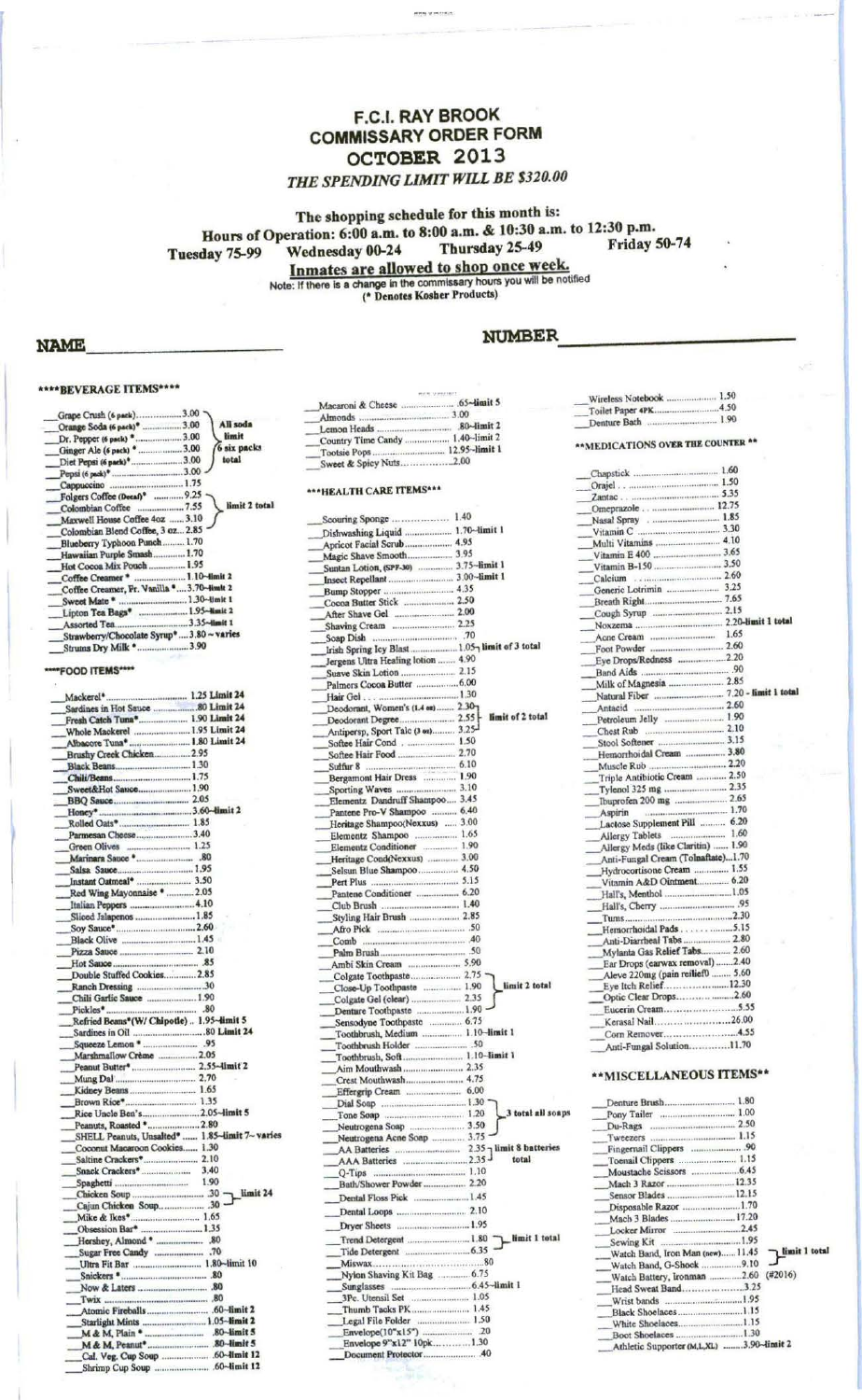# F.C.I. RAY BROOK
# COMMISSARY ORDER FORM
# OCTOBER 2013

*THE SPENDING LIMIT WILL BE $320.00*

**The shopping schedule for this month is:**

**Hours of Operation: 6:00 a.m. to 8:00 a.m. & 10:30 a.m. to 12:30 p.m.**

**Tuesday 75-99 Wednesday 00-24 Thursday 25-49 Friday 50-74**

**Inmates are allowed to shop once week.**

Note: If there is a change in the commissary hours you will be notified

(* Denotes Kosher Products)

**NAME**______________ **NUMBER**______________

### ****BEVERAGE ITEMS****

- ___Grape Crush (6 pack) ........ 3.00
- ___Orange Soda (6 pack)* ........ 3.00
- ___Dr. Pepper (6 pack)* ........ 3.00
- ___Ginger Ale (6 pack)* ........ 3.00
- ___Diet Pepsi (6 pack)* ........ 3.00
- ___Pepsi (6 pack)* ........ 3.00

(All soda limit 6 six packs total)

- ___Cappuccino ........ 1.75
- ___Folgers Coffee (Decaf)* ........ 9.25
- ___Colombian Coffee ........ 7.55

(limit 2 total)

- ___Maxwell House Coffee 4oz ........ 3.10
- ___Colombian Blend Coffee, 3 oz... 2.85
- ___Blueberry Typhoon Punch ........ 1.70
- ___Hawaiian Purple Smash ........ 1.70
- ___Hot Cocoa Mix Pouch ........ 1.95
- ___Coffee Creamer * ........ 1.10--limit 2
- ___Coffee Creamer, Fr. Vanilla * ....3.70--limit 2
- ___Sweet Mate * ........ 1.30--limit 1
- ___Lipton Tea Bags* ........ 1.95--limit 2
- ___Assorted Tea ........ 3.35--limit 1
- ___Strawberry/Chocolate Syrup* ....3.80 ~ varies
- ___Strums Dry Milk * ........ 3.90

### ****FOOD ITEMS****

- ___Mackerel* ........ 1.25 Limit 24
- ___Sardines in Hot Sauce ........ .80 Limit 24
- ___Fresh Catch Tuna* ........ 1.90 Limit 24
- ___Whole Mackerel ........ 1.95 Limit 24
- ___Albacore Tuna* ........ 1.80 Limit 24
- ___Brushy Creek Chicken ........ 2.95
- ___Black Beans ........ 1.30
- ___Chili/Beans ........ 1.75
- ___Sweet&Hot Sauce ........ 1.90
- ___BBQ Sauce ........ 2.05
- ___Honey* ........ 3.60--limit 2
- ___Rolled Oats* ........ 1.85
- ___Parmesan Cheese ........ 3.40
- ___Green Olives ........ 1.25
- ___Marinara Sauce * ........ .80
- ___Salsa Sauce ........ 1.95
- ___Instant Oatmeal* ........ 3.50
- ___Red Wing Mayonnaise * ........ 2.05
- ___Italian Peppers ........ 4.10
- ___Sliced Jalapenos ........ 1.85
- ___Soy Sauce* ........ 2.60
- ___Black Olive ........ 1.45
- ___Pizza Sauce ........ 2.10
- ___Hot Sauce ........ .85
- ___Double Stuffed Cookies ........ 2.85
- ___Ranch Dressing ........ .30
- ___Chili Garlic Sauce ........ 1.90
- ___Pickles* ........ .80
- ___Refried Beans*(W/ Chipotle) .. 1.95--limit 5
- ___Sardines in Oil ........ .80 Limit 24
- ___Squeeze Lemon * ........ .95
- ___Marshmallow Crème ........ 2.05
- ___Peanut Butter* ........ 2.55--limit 2
- ___Mung Dal ........ 2.70
- ___Kidney Beans ........ 1.65
- ___Brown Rice* ........ 1.35
- ___Rice Uncle Ben's ........ 2.05--limit 5
- ___Peanuts, Roasted * ........ 2.80
- ___SHELL Peanuts, Unsalted* ...... 1.85--limit 7~ varies
- ___Coconut Macaroon Cookies ........ 1.30
- ___Saltine Crackers* ........ 2.10
- ___Snack Crackers* ........ 3.40
- ___Spaghetti ........ 1.90
- ___Chicken Soup ........ .30
- ___Cajun Chicken Soup ........ .30

(limit 24)

- ___Mike & Ikes* ........ 1.65
- ___Obsession Bar* ........ 1.35
- ___Hershey, Almond * ........ .80
- ___Sugar Free Candy ........ .70
- ___Ultra Fit Bar ........ 1.80--limit 10
- ___Snickers * ........ .80
- ___Now & Laters ........ .80
- ___Twix ........ .80
- ___Atomic Fireballs ........ .60--limit 2
- ___Starlight Mints ........ 1.05--limit 2
- ___M & M, Plain * ........ .80--limit 5
- ___M & M, Peanut* ........ .80--limit 5
- ___Cal. Veg. Cup Soup ........ .60--limit 12
- ___Shrimp Cup Soup ........ .60--limit 12
- ___Macaroni & Cheese ........ .65--limit 5
- ___Almonds ........ 3.00
- ___Lemon Heads ........ .80--limit 2
- ___Country Time Candy ........ 1.40--limit 2
- ___Tootsie Pops ........ 12.95--limit 1
- ___Sweet & Spicy Nuts ........ 2.00

### ***HEALTH CARE ITEMS***

- ___Scouring Sponge ........ 1.40
- ___Dishwashing Liquid ........ 1.70--limit 1
- ___Apricot Facial Scrub ........ 4.95
- ___Magic Shave Smooth ........ 3.95
- ___Suntan Lotion, (SPF-30) ........ 3.75--limit 1
- ___Insect Repellant ........ 3.00--limit 1
- ___Bump Stopper ........ 4.35
- ___Cocoa Butter Stick ........ 2.50
- ___After Shave Gel ........ 2.00
- ___Shaving Cream ........ 2.25
- ___Soap Dish ........ .70
- ___Irish Spring Icy Blast ........ 1.05 limit of 3 total
- ___Jergens Ultra Healing lotion ........ 4.90
- ___Suave Skin Lotion ........ 2.15
- ___Palmers Cocoa Butter ........ 6.00
- ___Hair Gel ........ 1.30
- ___Deodorant, Women's (1.4 oz) ........ 2.30
- ___Deodorant Degree ........ 2.55
- ___Antipersp, Sport Talc (3 oz) ........ 3.25

(limit of 2 total)

- ___Softee Hair Cond ........ 1.50
- ___Softee Hair Food ........ 2.70
- ___Sulfur 8 ........ 6.10
- ___Bergamont Hair Dress ........ 1.90
- ___Sporting Waves ........ 3.10
- ___Elementz Dandruff Shampoo ........ 3.45
- ___Pantene Pro-V Shampoo ........ 6.40
- ___Heritage Shampoo(Nexxus) ........ 3.00
- ___Elementz Shampoo ........ 1.65
- ___Elementz Conditioner ........ 1.90
- ___Heritage Cond(Nexxus) ........ 3.00
- ___Selsun Blue Shampoo ........ 4.50
- ___Pert Plus ........ 5.15
- ___Pantene Conditioner ........ 6.20
- ___Club Brush ........ 1.40
- ___Styling Hair Brush ........ 2.85
- ___Afro Pick ........ .50
- ___Comb ........ .40
- ___Palm Brush ........ .50
- ___Ambi Skin Cream ........ 5.90
- ___Colgate Toothpaste ........ 2.75
- ___Close-Up Toothpaste ........ 1.90
- ___Colgate Gel (clear) ........ 2.35
- ___Denture Toothpaste ........ 1.90

(limit 2 total)

- ___Sensodyne Toothpaste ........ 6.75
- ___Toothbrush, Medium ........ 1.10--limit 1
- ___Toothbrush Holder ........ .50
- ___Toothbrush, Soft ........ 1.10--limit 1
- ___Aim Mouthwash ........ 2.35
- ___Crest Mouthwash ........ 4.75
- ___Effergrip Cream ........ 6.00
- ___Dial Soap ........ 1.30
- ___Tone Soap ........ 1.20
- ___Neutrogena Soap ........ 3.50
- ___Neutrogena Acne Soap ........ 3.75

(3 total all soaps)

- ___AA Batteries ........ 2.35
- ___AAA Batteries ........ 2.35

(limit 8 batteries total)

- ___Q-Tips ........ 1.10
- ___Bath/Shower Powder ........ 2.20
- ___Dental Floss Pick ........ 1.45
- ___Dental Loops ........ 2.10
- ___Dryer Sheets ........ 1.95
- ___Trend Detergent ........ 1.80
- ___Tide Detergent ........ 6.35

(limit 1 total)

- ___Miswax ........ .80
- ___Nylon Shaving Kit Bag ........ 6.75
- ___Sunglasses ........ 6.45--limit 1
- ___3Pc. Utensil Set ........ 1.05
- ___Thumb Tacks PK ........ 1.45
- ___Legal File Folder ........ 1.50
- ___Envelope(10"x15") ........ .20
- ___Envelope 9"x12" 10pk ........ 1.30
- ___Document Protector ........ .40
- ___Wireless Notebook ........ 1.50
- ___Toilet Paper 4PK ........ 4.50
- ___Denture Bath ........ 1.90

### **MEDICATIONS OVER THE COUNTER **

- ___Chapstick ........ 1.60
- ___Orajel ........ 1.50
- ___Zantac ........ 5.35
- ___Omeprazole ........ 12.75
- ___Nasal Spray ........ 1.85
- ___Vitamin C ........ 3.30
- ___Multi Vitamins ........ 4.10
- ___Vitamin E 400 ........ 3.65
- ___Vitamin B-150 ........ 3.50
- ___Calcium ........ 2.60
- ___Generic Lotrimin ........ 3.25
- ___Breath Right ........ 7.65
- ___Cough Syrup ........ 2.15
- ___Noxzema ........ 2.20--limit 1 total
- ___Acne Cream ........ 1.65
- ___Foot Powder ........ 2.60
- ___Eye Drops/Redness ........ 2.20
- ___Band Aids ........ .90
- ___Milk of Magnesia ........ 2.85
- ___Natural Fiber ........ 7.20 - limit 1 total
- ___Antacid ........ 2.60
- ___Petroleum Jelly ........ 1.90
- ___Chest Rub ........ 2.10
- ___Stool Softener ........ 3.15
- ___Hemorrhoidal Cream ........ 3.80
- ___Muscle Rub ........ 2.20
- ___Triple Antibiotic Cream ........ 2.50
- ___Tylenol 325 mg ........ 2.35
- ___Ibuprofen 200 mg ........ 2.65
- ___Aspirin ........ 1.70
- ___Lactose Supplement Pill ........ 6.20
- ___Allergy Tablets ........ 1.60
- ___Allergy Meds (like Claritin) ........ 1.90
- ___Anti-Fungal Cream (Tolnaftate) ....1.70
- ___Hydrocortisone Cream ........ 1.55
- ___Vitamin A&D Ointment ........ 6.20
- ___Hall's, Menthol ........ 1.05
- ___Hall's, Cherry ........ .95
- ___Tums ........ 2.30
- ___Hemorrhoidal Pads ........ 5.15
- ___Anti-Diarrheal Tabs ........ 2.80
- ___Mylanta Gas Relief Tabs ........ 2.60
- ___Ear Drops (earwax removal) ........ 2.40
- ___Aleve 220mg (pain reilief) ........ 5.60
- ___Eye Itch Relief ........ 12.30
- ___Optic Clear Drops ........ 2.60
- ___Eucerin Cream ........ 5.55
- ___Kerasal Nail ........ 26.00
- ___Corn Remover ........ 4.55
- ___Anti-Fungal Solution ........ 11.70

### **MISCELLANEOUS ITEMS**

- ___Denture Brush ........ 1.80
- ___Pony Tailer ........ 1.00
- ___Du-Rags ........ 2.50
- ___Tweezers ........ 1.15
- ___Fingernail Clippers ........ .90
- ___Toenail Clippers ........ 1.15
- ___Moustache Scissors ........ 6.45
- ___Mach 3 Razor ........ 12.35
- ___Sensor Blades ........ 12.15
- ___Disposable Razor ........ 1.70
- ___Mach 3 Blades ........ 17.20
- ___Locker Mirror ........ 2.45
- ___Sewing Kit ........ 1.95
- ___Watch Band, Iron Man (new) ........ 11.45
- ___Watch Band, G-Shock ........ 9.10

(limit 1 total)

- ___Watch Battery, Ironman ........ 2.60 (#2016)
- ___Head Sweat Band ........ 3.25
- ___Wrist bands ........ 1.95
- ___Black Shoelaces ........ 1.15
- ___White Shoelaces ........ 1.15
- ___Boot Shoelaces ........ 1.30
- ___Athletic Supporter (M,L,XL) ........ 3.90--limit 2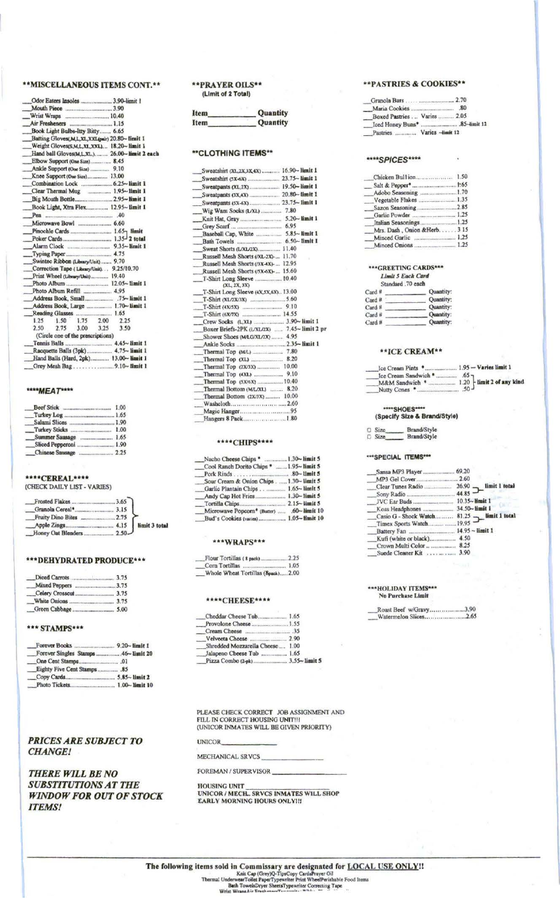## \*\*MISCELLANEOUS ITEMS CONT.\*\*

| | |
|---|---|
| __Odor Eaters Insoles | 3.90-limit 1 |
| __Mouth Piece | 3.90 |
| __Wrist Wraps | 10.40 |
| __Air Fresheners | 1.15 |
| __Book Light Bulbs-Itty Bitty | 6.65 |
| __Batting Gloves(M,L,XL,XXL)(pair) | 20.80~ limit 1 |
| __Weight Gloves(S,M,L,XL,XXL) | 18.20~ limit 1 |
| __Hand ball Gloves(M,L,XL) | 26.00~ limit 2 each |
| __Elbow Support (One Size) | 8.45 |
| __Ankle Support (One Size) | 9.10 |
| __Knee Support (One Size) | 13.00 |
| __Combination Lock | 6.25~ limit 1 |
| __Clear Thermal Mug | 1.95~ limit 1 |
| __Big Mouth Bottle | 2.95~ limit 1 |
| __Book Light, Xtra Flex | 12.95~ limit 1 |
| __Pen | .40 |
| __Microwave Bowl | 6.60 |
| __Pinochle Cards | 1.65~ limit |
| __Poker Cards | 1.35~ 2 total |
| __Alarm Clock | 9.35~ limit 1 |
| __Typing Paper | 4.75 |
| __Swintec Ribbon (Library/Unit) | 9.70 |
| __Correction Tape (Library/Unit) | 9.25/10.70 |
| __Print Wheel (Library/Unit) | 19.40 |
| __Photo Album | 12.05~ limit 1 |
| __Photo Album Refill | 4.95 |
| __Address Book, Small | .75~ limit 1 |
| __Address Book, Large | 1.70~ limit 1 |
| __Reading Glasses | 1.65 |

1.25 1.50 1.75 2.00 2.25
2.50 2.75 3.00 3.25 3.50
(Circle one of the prescriptions)

| | |
|---|---|
| __Tennis Balls | 4.45~ limit 1 |
| __Racquette Balls (3pk) | 4.75~ limit 1 |
| __Hand Balls (Hard, 2pk) | 13.00~ limit 1 |
| __Grey Mesh Bag | 9.10~ limit 1 |

## \*\*\*\*MEAT\*\*\*\*

| | |
|---|---|
| __Beef Stick | 1.00 |
| __Turkey Log | 1.65 |
| __Salami Slices | 1.90 |
| __Turkey Sticks | 1.00 |
| __Summer Sausage | 1.65 |
| __Sliced Pepperoni | 1.90 |
| __Chinese Sausage | 2.25 |

## \*\*\*\*CEREAL\*\*\*\*

(CHECK DAILY LIST - VARIES)

| | | |
|---|---|---|
| __Frosted Flakes | 3.65 | limit 3 total |
| __Granola Cereal\* | 3.15 | |
| __Fruity Dino Bites | 2.75 | |
| __Apple Zings | 4.15 | |
| __Honey Oat Blenders | 2.50 | |

## \*\*\*DEHYDRATED PRODUCE\*\*\*

| | |
|---|---|
| __Diced Carrots | 3.75 |
| __Mixed Peppers | 3.75 |
| __Celery Crosscut | 3.75 |
| __White Onions | 3.75 |
| __Green Cabbage | 5.00 |

## \*\*\* STAMPS\*\*\*

| | |
|---|---|
| __Forever Books | 9.20~ limit 1 |
| __Forever Singles Stamps | .46~ limit 20 |
| __One Cent Stamps | .01 |
| __Eighty Five Cent Stamps | .85 |
| __Copy Cards | 5.85~ limit 2 |
| __Photo Tickets | 1.00~ limit 10 |

***PRICES ARE SUBJECT TO CHANGE!***

***THERE WILL BE NO SUBSTITUTIONS AT THE WINDOW FOR OUT OF STOCK ITEMS!***

## \*\*PRAYER OILS\*\*

(Limit of 2 Total)

Item__________ Quantity
Item__________ Quantity

## \*\*CLOTHING ITEMS\*\*

| | |
|---|---|
| __Sweatshirt (XL,2X,3X,4X) | 16.90~ limit 1 |
| __Sweatshirt (5X-6X) | 23.75~ limit 1 |
| __Sweatpants (XL,2X) | 19.50~ limit 1 |
| __Sweatpants (3X,4X) | 20.80~ limit 1 |
| __Sweatpants (5X-6X) | 23.75~ limit 1 |
| __Wig Wam Socks (L/XL) | 7.80 |
| __Knit Hat, Gray | 5.20~ limit 1 |
| __Grey Scarf | 6.95 |
| __Baseball Cap, White | 5.85~ limit 1 |
| __Bath Towels | 6.50~ limit 1 |
| __Sweat Shorts (L/XL/2X) | 11.40 |
| __Russell Mesh Shorts (/XL-2X) | 11.70 |
| __Russell Mesh Shorts (/3X-4X) | 12.95 |
| __Russell Mesh Shorts (/5X-6X) | 15.60 |
| __T-Shirt Long Sleeve (XL, 2X, 3X) | 10.40 |
| __T-Shirt Long Sleeve (4X,5X,6X) | 13.00 |
| __T-Shirt (XL/2X/3X) | 5.60 |
| __T-Shirt (4X/5X) | 9.10 |
| __T-Shirt (6X/7X) | 14.55 |
| __Crew Socks (L,XL) | 3.90~ limit 1 |
| __Boxer Briefs-2PK (L/XL/2X) | 7.45~ limit 2 pr |
| __Shower Shoes (M/L/XL/2X) | 4.95 |
| __Ankle Socks | 2.35~ limit 1 |
| __Thermal Top (M/L) | 7.80 |
| __Thermal Top (XL) | 8.20 |
| __Thermal Top (2X/3X) | 10.00 |
| __Thermal Top (4XL) | 9.10 |
| __Thermal Top (5X/6X) | 10.40 |
| __Thermal Bottom (M/L/XL) | 8.20 |
| __Thermal Bottom (2X/3X) | 10.00 |
| __Washcloth | 2.60 |
| __Magic Hanger | .95 |
| __Hangers 8 Pack | 1.80 |

## \*\*\*\*CHIPS\*\*\*\*

| | |
|---|---|
| __Nacho Cheese Chips \* | 1.30~ limit 5 |
| __Cool Ranch Dorito Chips \* | 1.95~ limit 5 |
| __Pork Rinds | .80~ limit 5 |
| __Sour Cream & Onion Chips | 1.30~ limit 5 |
| __Garlic Plantain Chips | 1.65~ limit 5 |
| __Andy Cap Hot Fries | 1.30~ limit 5 |
| __Tortilla Chips | 2.15~ limit 5 |
| __Microwave Popcorn\* (Butter) | .60~ limit 10 |
| __Bud's Cookies (varies) | 1.05~ limit 10 |

## \*\*\*WRAPS\*\*\*

| | |
|---|---|
| __Flour Tortillas (8 pack) | 2.25 |
| __Corn Tortillas | 1.05 |
| __Whole Wheat Tortillas (8pack) | 2.00 |

## \*\*\*\*CHEESE\*\*\*\*

| | |
|---|---|
| __Cheddar Cheese Tub | 1.65 |
| __Provolone Cheese | 1.55 |
| __Cream Cheese | .35 |
| __Velveeta Cheese | 2.90 |
| __Shredded Mozzarella Cheese | 1.00 |
| __Jalapeno Cheese Tub | 1.65 |
| __Pizza Combo (2-pk) | 3.55~ limit 5 |

PLEASE CHECK CORRECT JOB ASSIGNMENT AND FILL IN CORRECT HOUSING UNIT!!!
(UNICOR INMATES WILL BE GIVEN PRIORITY)

UNICOR__________________

MECHANICAL SRVCS__________________

FOREMAN / SUPERVISOR__________________

HOUSING UNIT__________________
UNICOR / MECH. SRVCS INMATES WILL SHOP EARLY MORNING HOURS ONLY!!!

## \*\*PASTRIES & COOKIES\*\*

| | |
|---|---|
| __Granola Bars | 2.70 |
| __Maria Cookies | .80 |
| __Boxed Pastries ... Varies | 2.05 |
| __Iced Honey Buns\* | .85~limit 12 |
| __Pastries | Varies ~limit 12 |

## \*\*\*\*SPICES\*\*\*\*

| | |
|---|---|
| __Chicken Bullion | 1.50 |
| __Salt & Pepper\* | 1.65 |
| __Adobo Seasoning | 1.70 |
| __Vegetable Flakes | 1.35 |
| __Sazon Seasoning | 2.85 |
| __Garlic Powder | 1.25 |
| __Italian Seasonings | 1.25 |
| __Mrs. Dash , Onion &Herb | 3.15 |
| __Minced Garlic | 1.25 |
| __Minced Onions | 1.25 |

## \*\*\*GREETING CARDS\*\*\*

*Limit 5 Each Card*
Standard .70 each

Card # __________ Quantity:
Card # __________ Quantity:
Card # __________ Quantity:
Card # __________ Quantity:
Card # __________ Quantity:

## \*\*ICE CREAM\*\*

| | | |
|---|---|---|
| __Ice Cream Pints \* | 1.95 — Varies limit 1 | |
| __Ice Cream Sandwich \* | .65 | limit 2 of any kind |
| __M&M Sandwich \* | 1.20 | |
| __Nutty Cones \* | .50 | |

## \*\*\*\*SHOES\*\*\*\*

(Specify Size & Brand/Style)

☐ Size______ Brand/Style
☐ Size______ Brand/Style

## \*\*\*SPECIAL ITEMS\*\*\*

| | | |
|---|---|---|
| __Sansa MP3 Player | 69.20 | |
| __MP3 Gel Cover | 2.60 | |
| __Clear Tunes Radio | 26.90 | limit 1 total |
| __Sony Radio | 44.85 | |
| __JVC Ear Buds | 10.35~ limit 1 | |
| __Koss Headphones | 34.50~ limit 1 | |
| __Casio G - Shock Watch | 81.25 | limit 1 total |
| __Timex Sports Watch | 19.95 | |
| __Battery Fan | 14.95 ~ limit 1 | |
| __Kufi (white or black) | 4.50 | |
| __Crown Multi Color | 8.25 | |
| __Suede Cleaner Kit | 3.90 | |

## \*\*\*HOLIDAY ITEMS\*\*\*

No Purchase Limit

| | |
|---|---|
| __Roast Beef w/Gravy | 3.90 |
| __Watermelon Slices | 2.65 |

**The following items sold in Commissary are designated for LOCAL USE ONLY!!**
Knit Cap (Grey)Q-TipsCopy CardsPrayer Oil
Thermal UnderwearToilet PaperTypewriter Print WheelPerishable Food Items
Bath TowelsDryer SheetsTypewriter Correcting Tape
Wrist Wraps Air Fresheners...